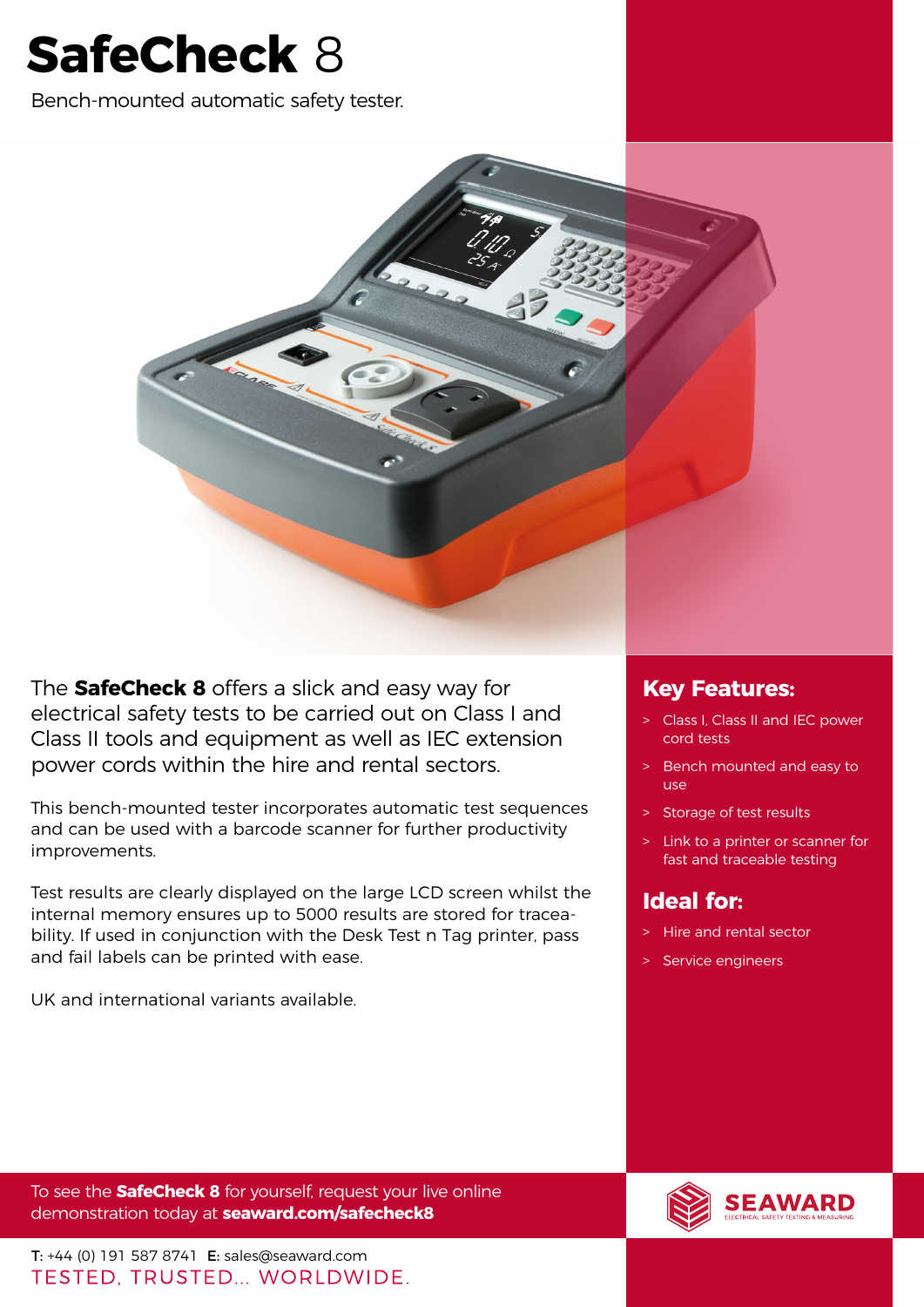# **SafeCheck** 8

Bench-mounted automatic safety tester.

The **SafeCheck 8** offers a slick and easy way for electrical safety tests to be carried out on Class I and Class II tools and equipment as well as IEC extension power cords within the hire and rental sectors.

This bench-mounted tester incorporates automatic test sequences and can be used with a barcode scanner for further productivity improvements.

Test results are clearly displayed on the large LCD screen whilst the internal memory ensures up to 5000 results are stored for traceability. If used in conjunction with the Desk Test n Tag printer, pass and fail labels can be printed with ease.

UK and international variants available.

## Key Features:

- Class I, Class II and IEC power cord tests
- Bench mounted and easy to use
- Storage of test results
- Link to a printer or scanner for fast and traceable testing

## Ideal for:

- Hire and rental sector
- Service engineers

To see the **SafeCheck 8** for yourself, request your live online demonstration today at **seaward.com/safecheck8**

SEAWARD
ELECTRICAL SAFETY TESTING & MEASURING

**T:** +44 (0) 191 587 8741 **E:** sales@seaward.com

TESTED, TRUSTED... WORLDWIDE.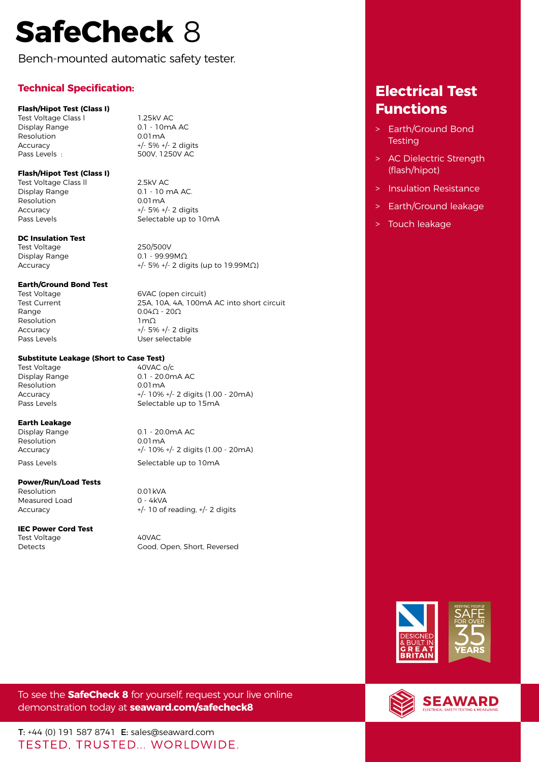# SafeCheck 8

Bench-mounted automatic safety tester.

## Technical Specification:

**Flash/Hipot Test (Class I)**

| | |
|---|---|
| Test Voltage Class I | 1.25kV AC |
| Display Range | 0.1 - 10mA AC |
| Resolution | 0.01mA |
| Accuracy | +/- 5% +/- 2 digits |
| Pass Levels : | 500V, 1250V AC |

**Flash/Hipot Test (Class I)**

| | |
|---|---|
| Test Voltage Class II | 2.5kV AC |
| Display Range | 0.1 - 10 mA AC. |
| Resolution | 0.01mA |
| Accuracy | +/- 5% +/- 2 digits |
| Pass Levels | Selectable up to 10mA |

**DC Insulation Test**

| | |
|---|---|
| Test Voltage | 250/500V |
| Display Range | 0.1 - 99.99MΩ |
| Accuracy | +/- 5% +/- 2 digits (up to 19.99MΩ) |

**Earth/Ground Bond Test**

| | |
|---|---|
| Test Voltage | 6VAC (open circuit) |
| Test Current | 25A, 10A, 4A, 100mA AC into short circuit |
| Range | 0.04Ω - 20Ω |
| Resolution | 1mΩ |
| Accuracy | +/- 5% +/- 2 digits |
| Pass Levels | User selectable |

**Substitute Leakage (Short to Case Test)**

| | |
|---|---|
| Test Voltage | 40VAC o/c |
| Display Range | 0.1 - 20.0mA AC |
| Resolution | 0.01mA |
| Accuracy | +/- 10% +/- 2 digits (1.00 - 20mA) |
| Pass Levels | Selectable up to 15mA |

**Earth Leakage**

| | |
|---|---|
| Display Range | 0.1 - 20.0mA AC |
| Resolution | 0.01mA |
| Accuracy | +/- 10% +/- 2 digits (1.00 - 20mA) |
| Pass Levels | Selectable up to 10mA |

**Power/Run/Load Tests**

| | |
|---|---|
| Resolution | 0.01kVA |
| Measured Load | 0 - 4kVA |
| Accuracy | +/- 10 of reading, +/- 2 digits |

**IEC Power Cord Test**

| | |
|---|---|
| Test Voltage | 40VAC |
| Detects | Good, Open, Short, Reversed |

## Electrical Test Functions

- Earth/Ground Bond Testing
- AC Dielectric Strength (flash/hipot)
- Insulation Resistance
- Earth/Ground leakage
- Touch leakage

DESIGNED & BUILT IN GREAT BRITAIN

KEEPING PEOPLE SAFE FOR OVER 35 YEARS

To see the **SafeCheck 8** for yourself, request your live online demonstration today at **seaward.com/safecheck8**

SEAWARD
ELECTRICAL SAFETY TESTING & MEASURING

T: +44 (0) 191 587 8741 E: sales@seaward.com

TESTED, TRUSTED... WORLDWIDE.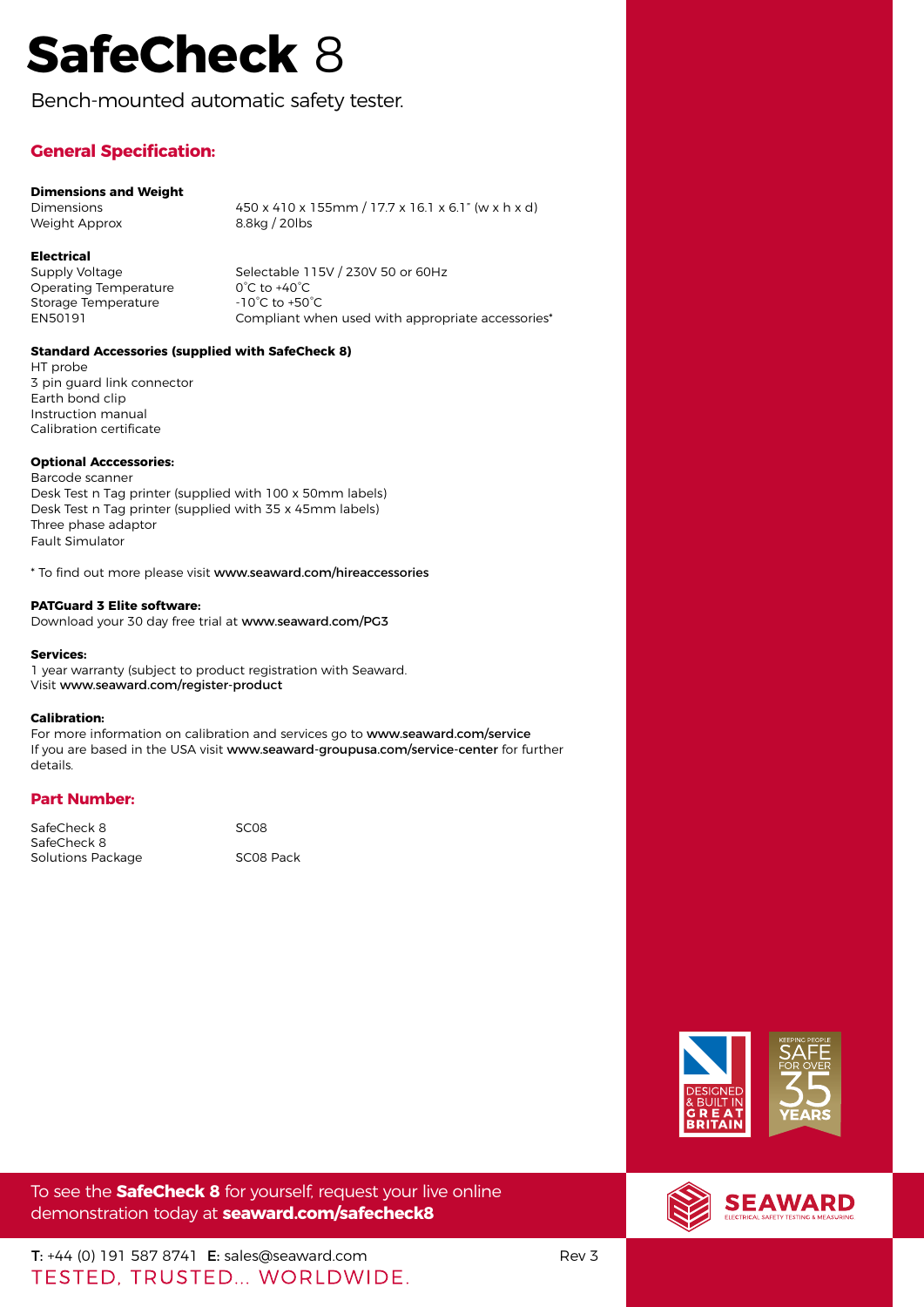# **SafeCheck** 8

Bench-mounted automatic safety tester.

## General Specification:

**Dimensions and Weight**

| | |
|---|---|
| Dimensions | 450 x 410 x 155mm / 17.7 x 16.1 x 6.1" (w x h x d) |
| Weight Approx | 8.8kg / 20lbs |

**Electrical**

| | |
|---|---|
| Supply Voltage | Selectable 115V / 230V 50 or 60Hz |
| Operating Temperature | 0˚C to +40˚C |
| Storage Temperature | -10˚C to +50˚C |
| EN50191 | Compliant when used with appropriate accessories* |

**Standard Accessories (supplied with SafeCheck 8)**

HT probe
3 pin guard link connector
Earth bond clip
Instruction manual
Calibration certificate

**Optional Acccessories:**

Barcode scanner
Desk Test n Tag printer (supplied with 100 x 50mm labels)
Desk Test n Tag printer (supplied with 35 x 45mm labels)
Three phase adaptor
Fault Simulator

* To find out more please visit **www.seaward.com/hireaccessories**

**PATGuard 3 Elite software:**

Download your 30 day free trial at **www.seaward.com/PG3**

**Services:**

1 year warranty (subject to product registration with Seaward.
Visit **www.seaward.com/register-product**

**Calibration:**

For more information on calibration and services go to **www.seaward.com/service**
If you are based in the USA visit **www.seaward-groupusa.com/service-center** for further details.

## Part Number:

| | |
|---|---|
| SafeCheck 8 | SC08 |
| SafeCheck 8 Solutions Package | SC08 Pack |

DESIGNED & BUILT IN GREAT BRITAIN

KEEPING PEOPLE SAFE FOR OVER 35 YEARS

To see the **SafeCheck 8** for yourself, request your live online demonstration today at **seaward.com/safecheck8**

SEAWARD
ELECTRICAL SAFETY TESTING & MEASURING

**T:** +44 (0) 191 587 8741 **E:** sales@seaward.com

TESTED, TRUSTED... WORLDWIDE.

Rev 3